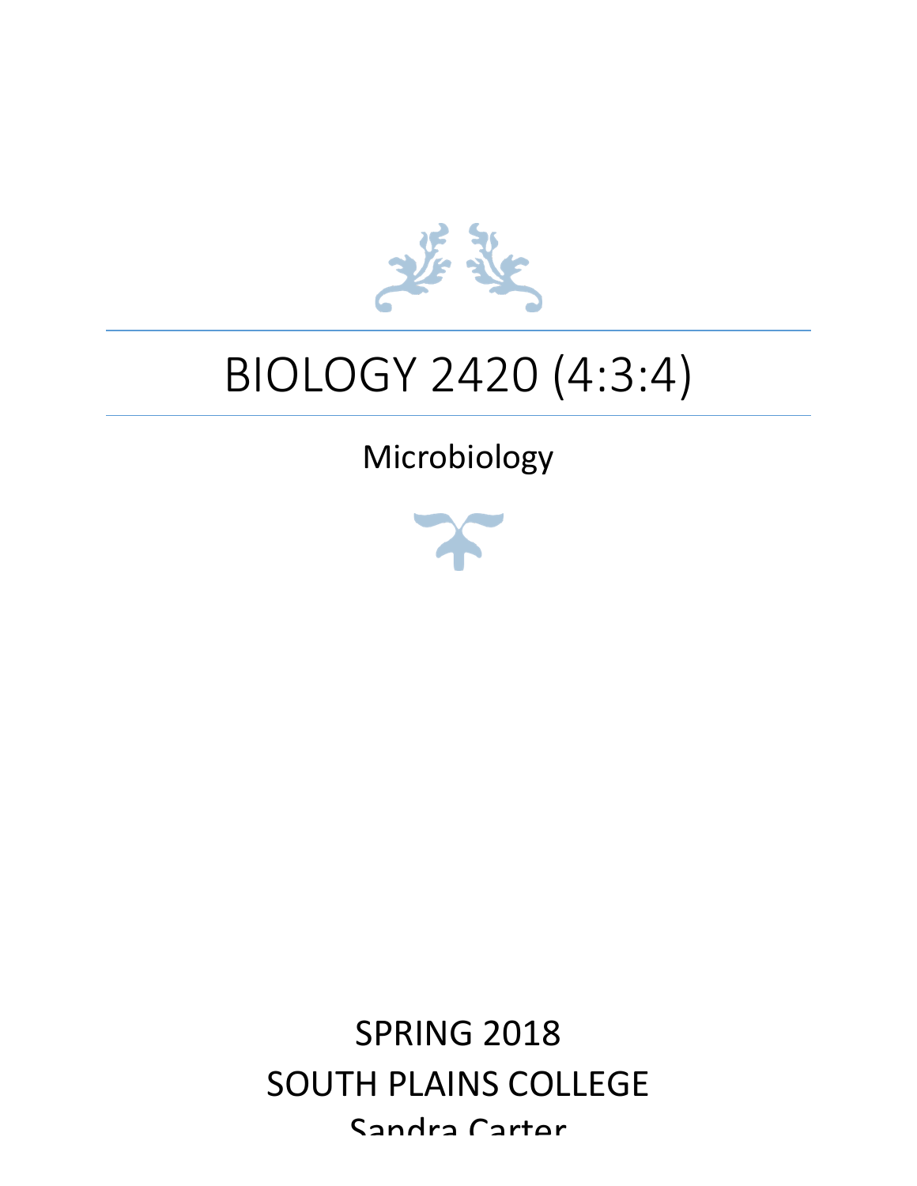# BIOLOGY 2420 (4:3:4)

## Microbiology

SPRING 2018

SOUTH PLAINS COLLEGE

Sandra Carter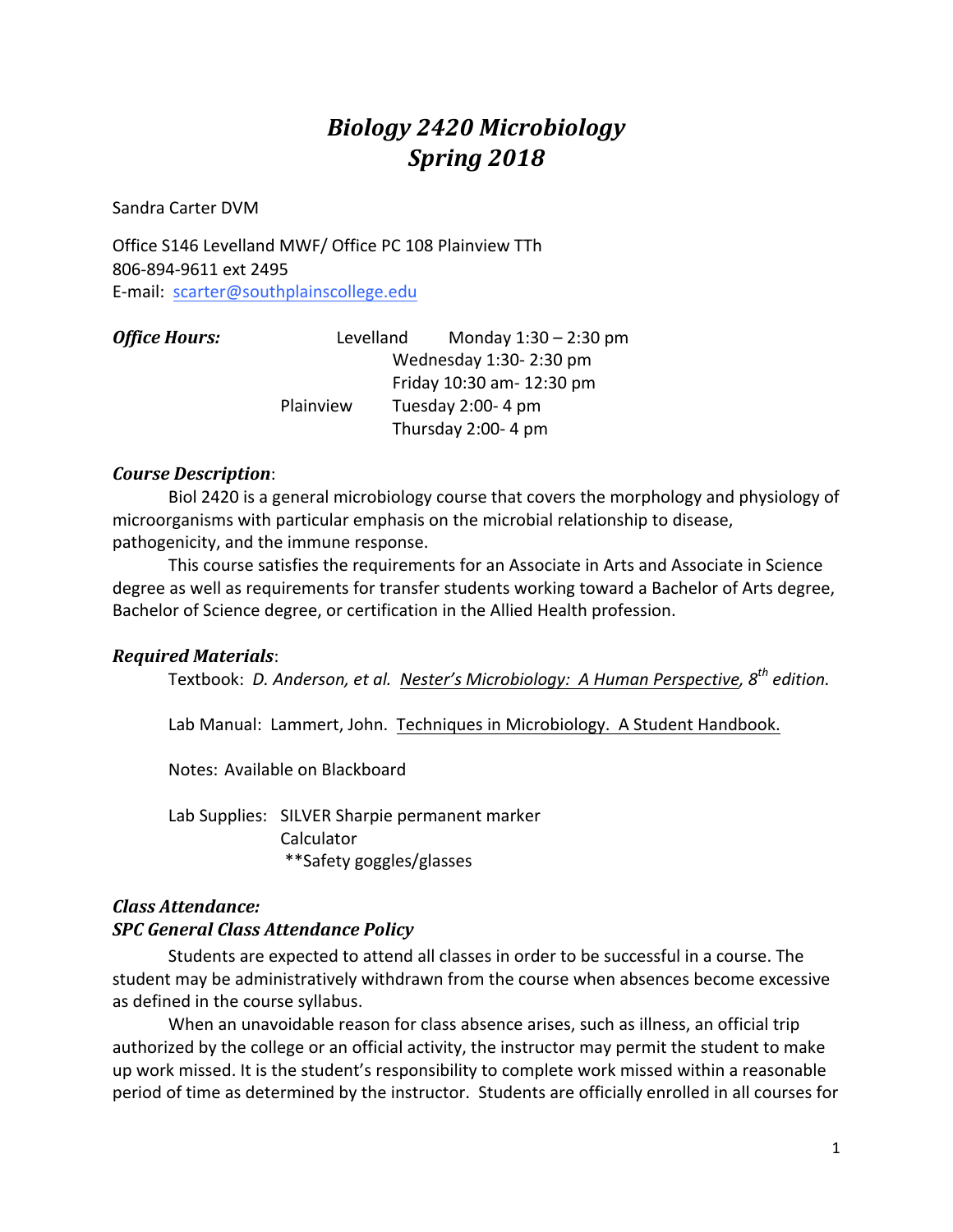# *Biology 2420 Microbiology*
# *Spring 2018*

Sandra Carter DVM

Office S146 Levelland MWF/ Office PC 108 Plainview TTh
806-894-9611 ext 2495
E-mail: scarter@southplainscollege.edu

| ***Office Hours:*** | Levelland | Monday 1:30 – 2:30 pm |
|---|---|---|
| | | Wednesday 1:30- 2:30 pm |
| | | Friday 10:30 am- 12:30 pm |
| | Plainview | Tuesday 2:00- 4 pm |
| | | Thursday 2:00- 4 pm |

### *Course Description*:

Biol 2420 is a general microbiology course that covers the morphology and physiology of microorganisms with particular emphasis on the microbial relationship to disease, pathogenicity, and the immune response.

This course satisfies the requirements for an Associate in Arts and Associate in Science degree as well as requirements for transfer students working toward a Bachelor of Arts degree, Bachelor of Science degree, or certification in the Allied Health profession.

### *Required Materials*:

Textbook: *D. Anderson, et al.* *Nester's Microbiology: A Human Perspective*, *8th edition.*

Lab Manual: Lammert, John. Techniques in Microbiology. A Student Handbook.

Notes: Available on Blackboard

Lab Supplies: SILVER Sharpie permanent marker
Calculator
**Safety goggles/glasses

### *Class Attendance:*
### *SPC General Class Attendance Policy*

Students are expected to attend all classes in order to be successful in a course. The student may be administratively withdrawn from the course when absences become excessive as defined in the course syllabus.

When an unavoidable reason for class absence arises, such as illness, an official trip authorized by the college or an official activity, the instructor may permit the student to make up work missed. It is the student's responsibility to complete work missed within a reasonable period of time as determined by the instructor. Students are officially enrolled in all courses for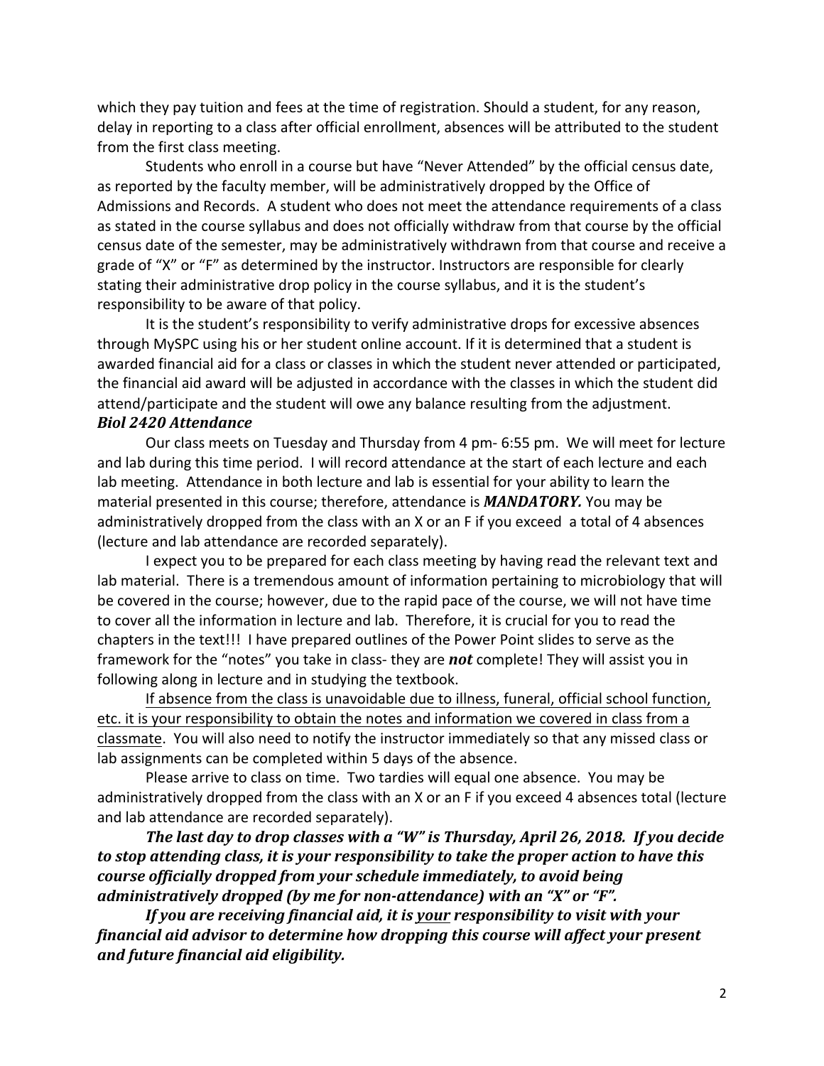which they pay tuition and fees at the time of registration. Should a student, for any reason, delay in reporting to a class after official enrollment, absences will be attributed to the student from the first class meeting.

Students who enroll in a course but have "Never Attended" by the official census date, as reported by the faculty member, will be administratively dropped by the Office of Admissions and Records. A student who does not meet the attendance requirements of a class as stated in the course syllabus and does not officially withdraw from that course by the official census date of the semester, may be administratively withdrawn from that course and receive a grade of "X" or "F" as determined by the instructor. Instructors are responsible for clearly stating their administrative drop policy in the course syllabus, and it is the student's responsibility to be aware of that policy.

It is the student's responsibility to verify administrative drops for excessive absences through MySPC using his or her student online account. If it is determined that a student is awarded financial aid for a class or classes in which the student never attended or participated, the financial aid award will be adjusted in accordance with the classes in which the student did attend/participate and the student will owe any balance resulting from the adjustment.

***Biol 2420 Attendance***

Our class meets on Tuesday and Thursday from 4 pm- 6:55 pm. We will meet for lecture and lab during this time period. I will record attendance at the start of each lecture and each lab meeting. Attendance in both lecture and lab is essential for your ability to learn the material presented in this course; therefore, attendance is ***MANDATORY.*** You may be administratively dropped from the class with an X or an F if you exceed a total of 4 absences (lecture and lab attendance are recorded separately).

I expect you to be prepared for each class meeting by having read the relevant text and lab material. There is a tremendous amount of information pertaining to microbiology that will be covered in the course; however, due to the rapid pace of the course, we will not have time to cover all the information in lecture and lab. Therefore, it is crucial for you to read the chapters in the text!!! I have prepared outlines of the Power Point slides to serve as the framework for the "notes" you take in class- they are ***not*** complete! They will assist you in following along in lecture and in studying the textbook.

<u>If absence from the class is unavoidable due to illness, funeral, official school function, etc. it is your responsibility to obtain the notes and information we covered in class from a classmate</u>. You will also need to notify the instructor immediately so that any missed class or lab assignments can be completed within 5 days of the absence.

Please arrive to class on time. Two tardies will equal one absence. You may be administratively dropped from the class with an X or an F if you exceed 4 absences total (lecture and lab attendance are recorded separately).

***The last day to drop classes with a "W" is Thursday, April 26, 2018. If you decide to stop attending class, it is your responsibility to take the proper action to have this course officially dropped from your schedule immediately, to avoid being administratively dropped (by me for non-attendance) with an "X" or "F".***

***If you are receiving financial aid, it is <u>your</u> responsibility to visit with your financial aid advisor to determine how dropping this course will affect your present and future financial aid eligibility.***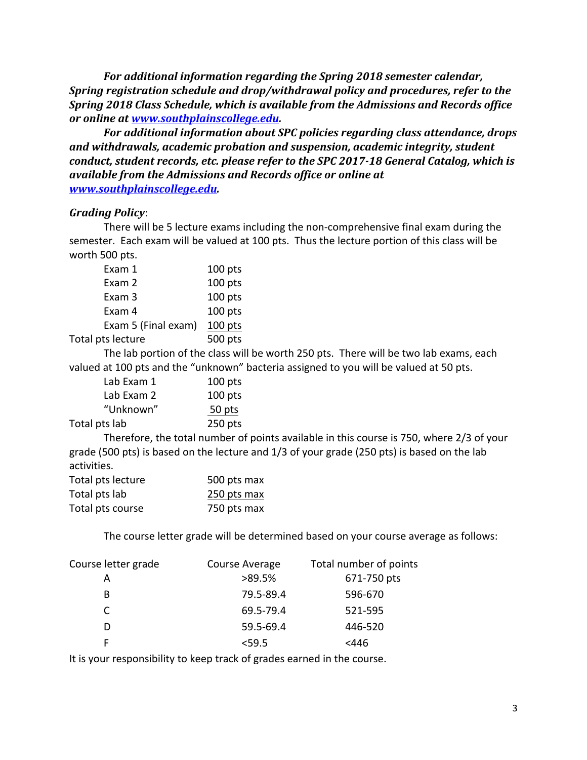*For additional information regarding the Spring 2018 semester calendar, Spring registration schedule and drop/withdrawal policy and procedures, refer to the Spring 2018 Class Schedule, which is available from the Admissions and Records office or online at [www.southplainscollege.edu](http://www.southplainscollege.edu).*

*For additional information about SPC policies regarding class attendance, drops and withdrawals, academic probation and suspension, academic integrity, student conduct, student records, etc. please refer to the SPC 2017-18 General Catalog, which is available from the Admissions and Records office or online at [www.southplainscollege.edu](http://www.southplainscollege.edu).*

***Grading Policy***:

There will be 5 lecture exams including the non-comprehensive final exam during the semester. Each exam will be valued at 100 pts. Thus the lecture portion of this class will be worth 500 pts.

| | |
|---|---|
| Exam 1 | 100 pts |
| Exam 2 | 100 pts |
| Exam 3 | 100 pts |
| Exam 4 | 100 pts |
| Exam 5 (Final exam) | 100 pts |
| Total pts lecture | 500 pts |

The lab portion of the class will be worth 250 pts. There will be two lab exams, each valued at 100 pts and the "unknown" bacteria assigned to you will be valued at 50 pts.

| | |
|---|---|
| Lab Exam 1 | 100 pts |
| Lab Exam 2 | 100 pts |
| "Unknown" | 50 pts |
| Total pts lab | 250 pts |

Therefore, the total number of points available in this course is 750, where 2/3 of your grade (500 pts) is based on the lecture and 1/3 of your grade (250 pts) is based on the lab activities.

| | |
|---|---|
| Total pts lecture | 500 pts max |
| Total pts lab | 250 pts max |
| Total pts course | 750 pts max |

The course letter grade will be determined based on your course average as follows:

| Course letter grade | Course Average | Total number of points |
|---|---|---|
| A | >89.5% | 671-750 pts |
| B | 79.5-89.4 | 596-670 |
| C | 69.5-79.4 | 521-595 |
| D | 59.5-69.4 | 446-520 |
| F | <59.5 | <446 |

It is your responsibility to keep track of grades earned in the course.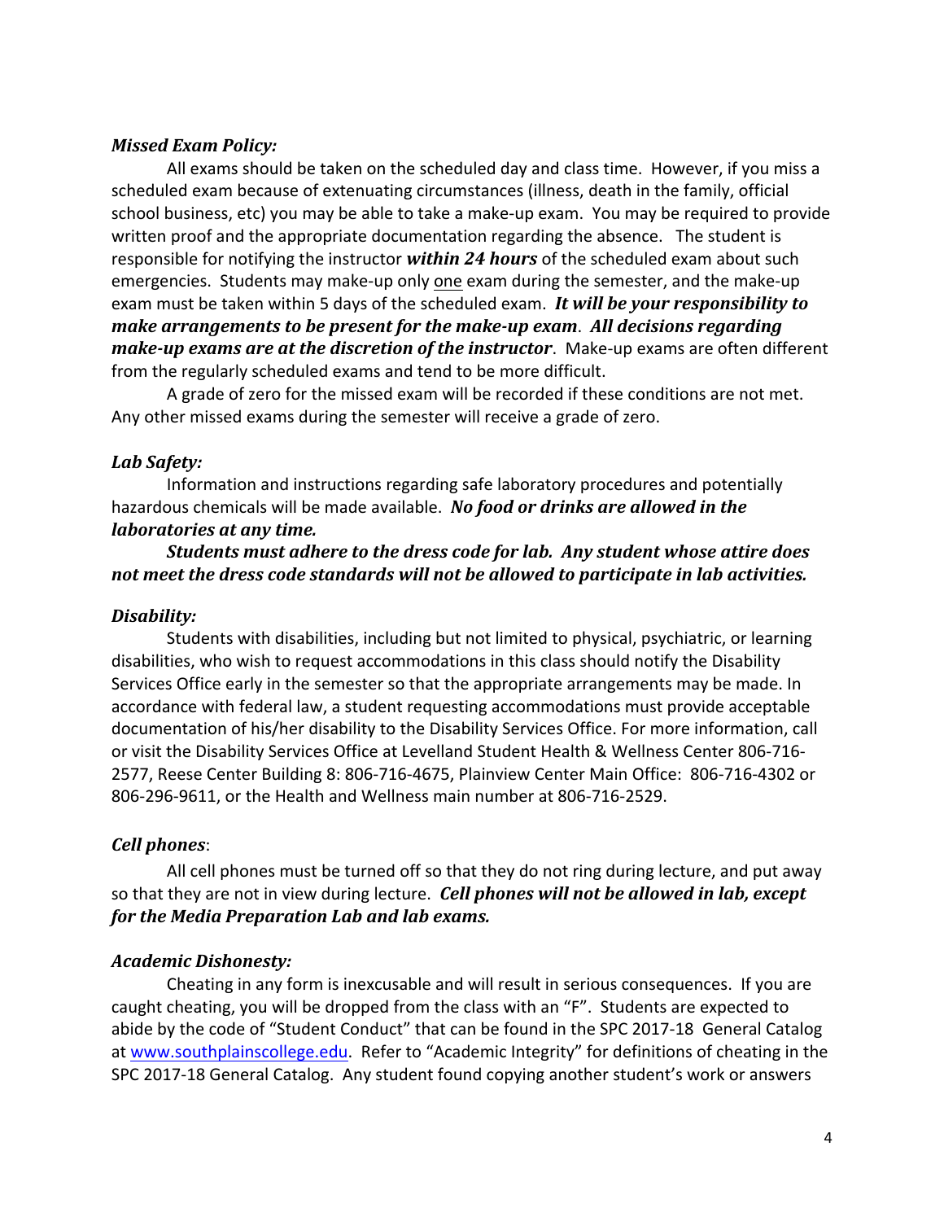### *Missed Exam Policy:*

All exams should be taken on the scheduled day and class time. However, if you miss a scheduled exam because of extenuating circumstances (illness, death in the family, official school business, etc) you may be able to take a make-up exam. You may be required to provide written proof and the appropriate documentation regarding the absence. The student is responsible for notifying the instructor ***within 24 hours*** of the scheduled exam about such emergencies. Students may make-up only <u>one</u> exam during the semester, and the make-up exam must be taken within 5 days of the scheduled exam. ***It will be your responsibility to make arrangements to be present for the make-up exam***. ***All decisions regarding make-up exams are at the discretion of the instructor***. Make-up exams are often different from the regularly scheduled exams and tend to be more difficult.

A grade of zero for the missed exam will be recorded if these conditions are not met. Any other missed exams during the semester will receive a grade of zero.

### *Lab Safety:*

Information and instructions regarding safe laboratory procedures and potentially hazardous chemicals will be made available. ***No food or drinks are allowed in the laboratories at any time.***

***Students must adhere to the dress code for lab. Any student whose attire does not meet the dress code standards will not be allowed to participate in lab activities.***

### *Disability:*

Students with disabilities, including but not limited to physical, psychiatric, or learning disabilities, who wish to request accommodations in this class should notify the Disability Services Office early in the semester so that the appropriate arrangements may be made. In accordance with federal law, a student requesting accommodations must provide acceptable documentation of his/her disability to the Disability Services Office. For more information, call or visit the Disability Services Office at Levelland Student Health & Wellness Center 806-716-2577, Reese Center Building 8: 806-716-4675, Plainview Center Main Office: 806-716-4302 or 806-296-9611, or the Health and Wellness main number at 806-716-2529.

### *Cell phones*:

All cell phones must be turned off so that they do not ring during lecture, and put away so that they are not in view during lecture. ***Cell phones will not be allowed in lab, except for the Media Preparation Lab and lab exams.***

### *Academic Dishonesty:*

Cheating in any form is inexcusable and will result in serious consequences. If you are caught cheating, you will be dropped from the class with an "F". Students are expected to abide by the code of "Student Conduct" that can be found in the SPC 2017-18 General Catalog at www.southplainscollege.edu. Refer to "Academic Integrity" for definitions of cheating in the SPC 2017-18 General Catalog. Any student found copying another student's work or answers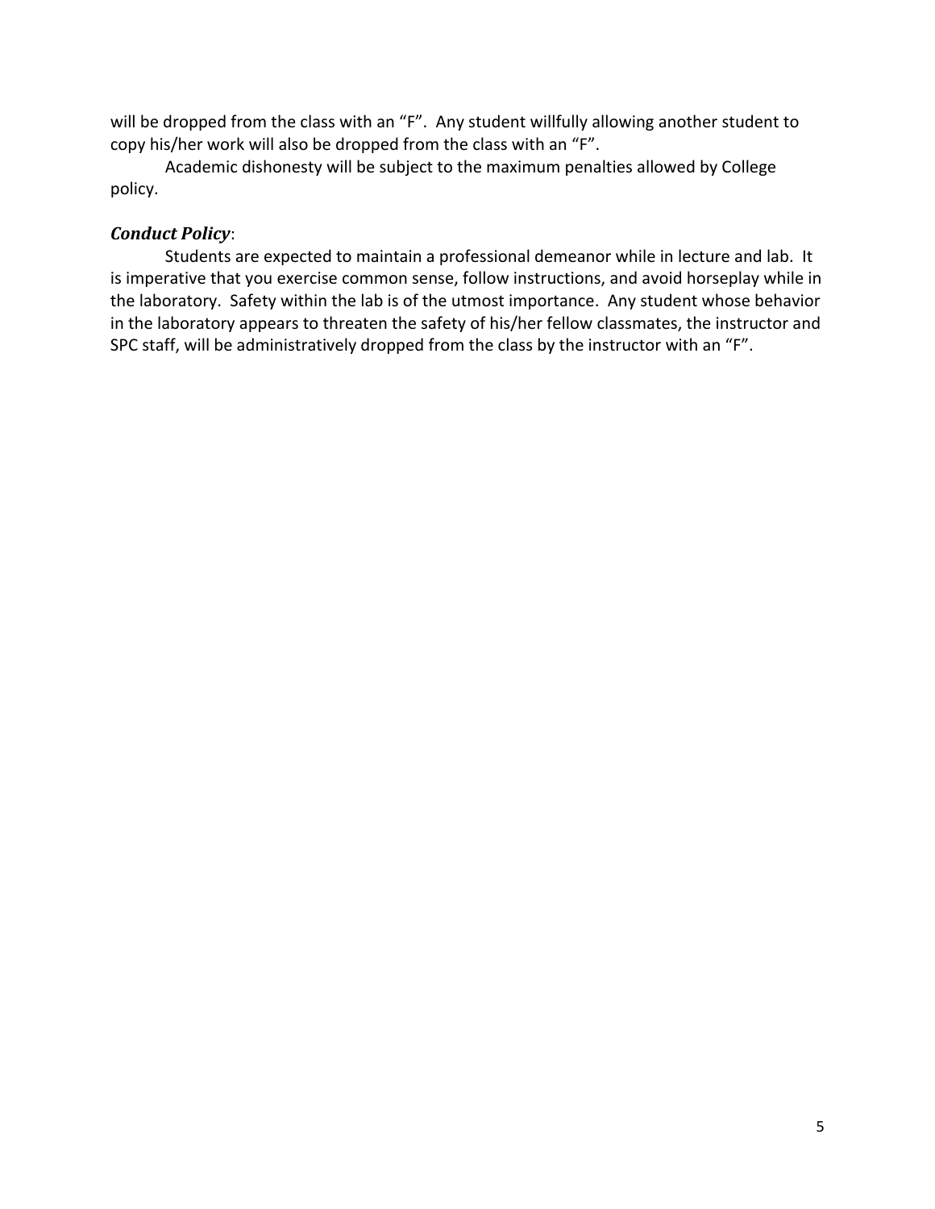will be dropped from the class with an “F”. Any student willfully allowing another student to copy his/her work will also be dropped from the class with an “F”.

Academic dishonesty will be subject to the maximum penalties allowed by College policy.

***Conduct Policy***:

Students are expected to maintain a professional demeanor while in lecture and lab. It is imperative that you exercise common sense, follow instructions, and avoid horseplay while in the laboratory. Safety within the lab is of the utmost importance. Any student whose behavior in the laboratory appears to threaten the safety of his/her fellow classmates, the instructor and SPC staff, will be administratively dropped from the class by the instructor with an “F”.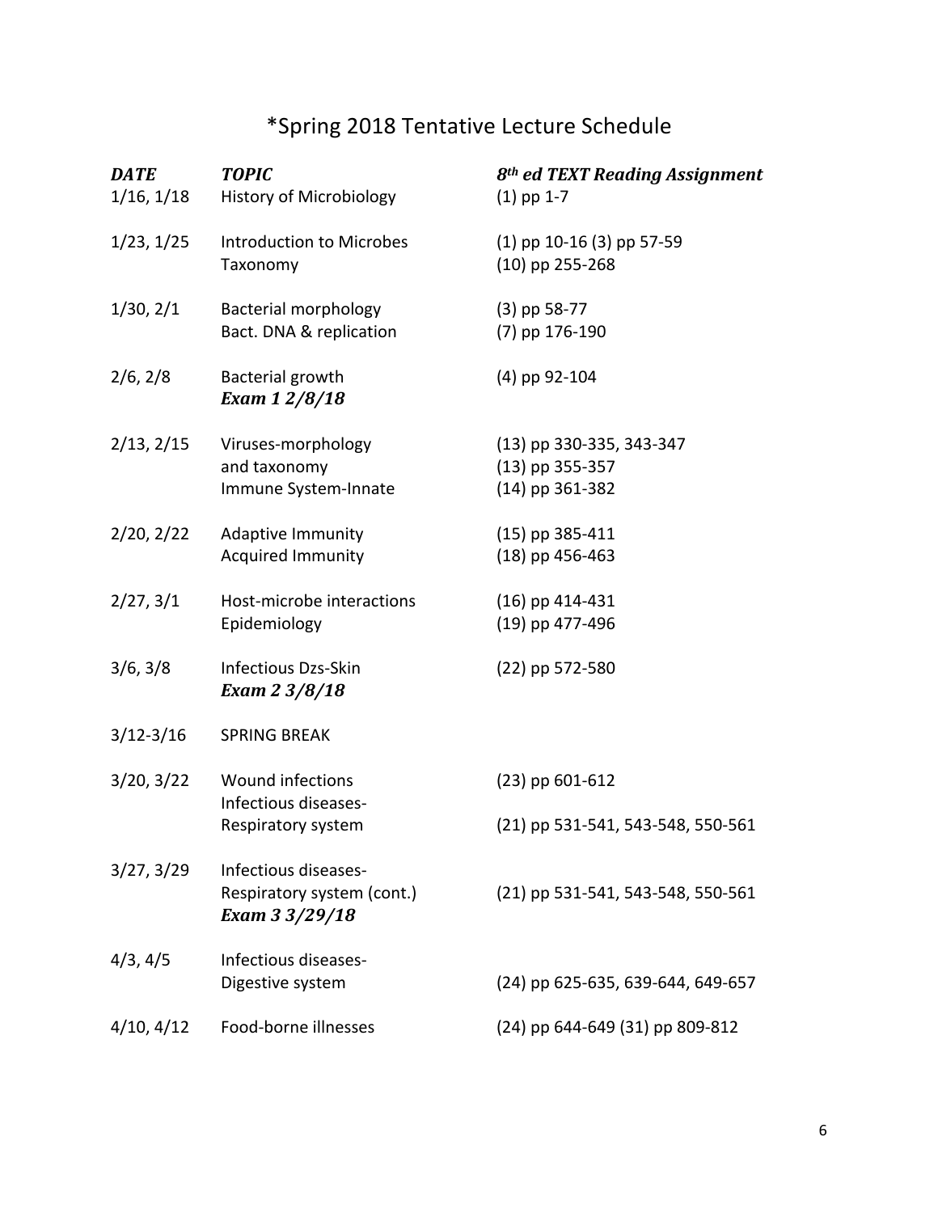# *Spring 2018 Tentative Lecture Schedule

| *DATE* | *TOPIC* | *8th ed TEXT Reading Assignment* |
|---|---|---|
| 1/16, 1/18 | History of Microbiology | (1) pp 1-7 |
| 1/23, 1/25 | Introduction to Microbes<br>Taxonomy | (1) pp 10-16 (3) pp 57-59<br>(10) pp 255-268 |
| 1/30, 2/1 | Bacterial morphology<br>Bact. DNA & replication | (3) pp 58-77<br>(7) pp 176-190 |
| 2/6, 2/8 | Bacterial growth<br>***Exam 1 2/8/18*** | (4) pp 92-104 |
| 2/13, 2/15 | Viruses-morphology<br>and taxonomy<br>Immune System-Innate | (13) pp 330-335, 343-347<br>(13) pp 355-357<br>(14) pp 361-382 |
| 2/20, 2/22 | Adaptive Immunity<br>Acquired Immunity | (15) pp 385-411<br>(18) pp 456-463 |
| 2/27, 3/1 | Host-microbe interactions<br>Epidemiology | (16) pp 414-431<br>(19) pp 477-496 |
| 3/6, 3/8 | Infectious Dzs-Skin<br>***Exam 2 3/8/18*** | (22) pp 572-580 |
| 3/12-3/16 | SPRING BREAK | |
| 3/20, 3/22 | Wound infections<br>Infectious diseases-<br>Respiratory system | (23) pp 601-612<br><br>(21) pp 531-541, 543-548, 550-561 |
| 3/27, 3/29 | Infectious diseases-<br>Respiratory system (cont.)<br>***Exam 3 3/29/18*** | <br>(21) pp 531-541, 543-548, 550-561 |
| 4/3, 4/5 | Infectious diseases-<br>Digestive system | <br>(24) pp 625-635, 639-644, 649-657 |
| 4/10, 4/12 | Food-borne illnesses | (24) pp 644-649 (31) pp 809-812 |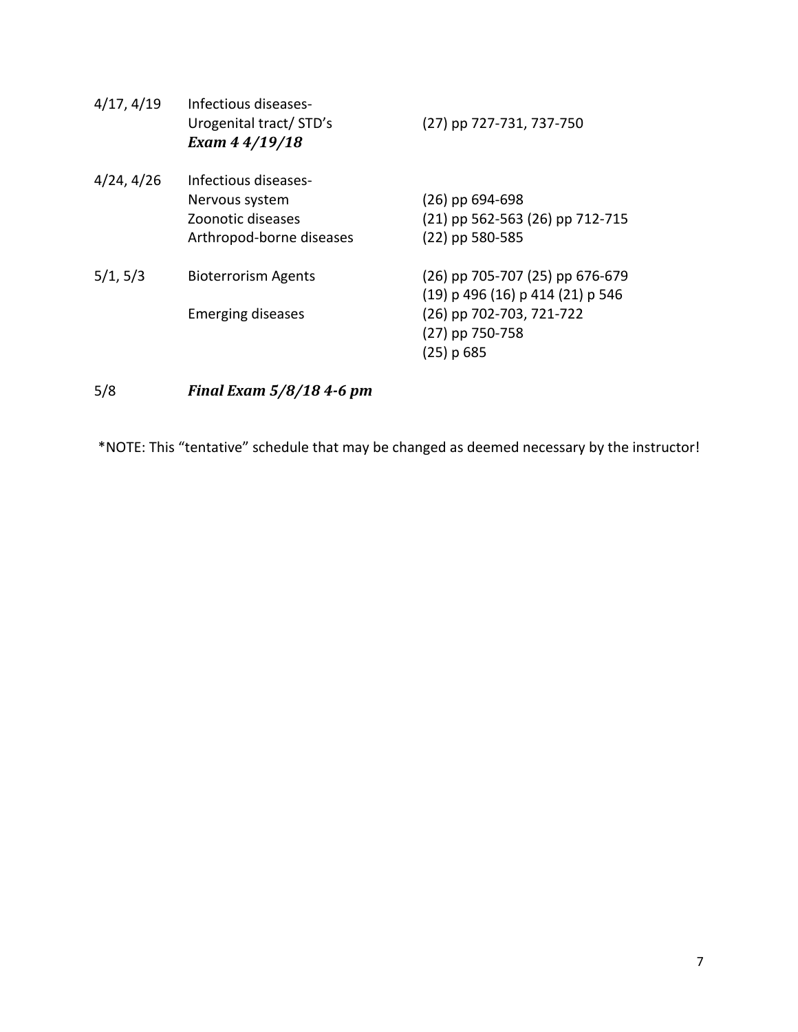| | | |
|---|---|---|
| 4/17, 4/19 | Infectious diseases-<br>Urogenital tract/ STD's<br>***Exam 4 4/19/18*** | (27) pp 727-731, 737-750 |
| 4/24, 4/26 | Infectious diseases-<br>Nervous system<br>Zoonotic diseases<br>Arthropod-borne diseases | <br>(26) pp 694-698<br>(21) pp 562-563 (26) pp 712-715<br>(22) pp 580-585 |
| 5/1, 5/3 | Bioterrorism Agents<br><br>Emerging diseases | (26) pp 705-707 (25) pp 676-679<br>(19) p 496 (16) p 414 (21) p 546<br>(26) pp 702-703, 721-722<br>(27) pp 750-758<br>(25) p 685 |
| 5/8 | ***Final Exam 5/8/18 4-6 pm*** | |

*NOTE: This "tentative" schedule that may be changed as deemed necessary by the instructor!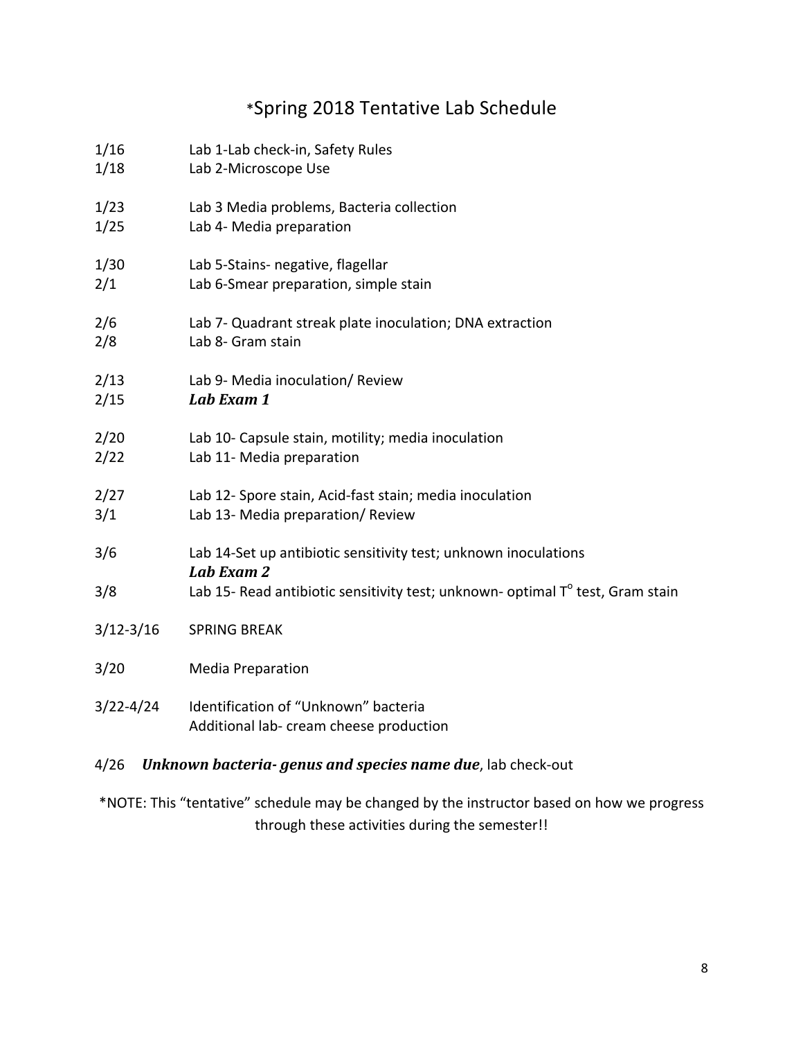# *Spring 2018 Tentative Lab Schedule

| | |
|---|---|
| 1/16 | Lab 1-Lab check-in, Safety Rules |
| 1/18 | Lab 2-Microscope Use |
| 1/23 | Lab 3 Media problems, Bacteria collection |
| 1/25 | Lab 4- Media preparation |
| 1/30 | Lab 5-Stains- negative, flagellar |
| 2/1 | Lab 6-Smear preparation, simple stain |
| 2/6 | Lab 7- Quadrant streak plate inoculation; DNA extraction |
| 2/8 | Lab 8- Gram stain |
| 2/13 | Lab 9- Media inoculation/ Review |
| 2/15 | ***Lab Exam 1*** |
| 2/20 | Lab 10- Capsule stain, motility; media inoculation |
| 2/22 | Lab 11- Media preparation |
| 2/27 | Lab 12- Spore stain, Acid-fast stain; media inoculation |
| 3/1 | Lab 13- Media preparation/ Review |
| 3/6 | Lab 14-Set up antibiotic sensitivity test; unknown inoculations ***Lab Exam 2*** |
| 3/8 | Lab 15- Read antibiotic sensitivity test; unknown- optimal $T^o$ test, Gram stain |
| 3/12-3/16 | SPRING BREAK |
| 3/20 | Media Preparation |
| 3/22-4/24 | Identification of "Unknown" bacteria<br>Additional lab- cream cheese production |

4/26 ***Unknown bacteria- genus and species name due***, lab check-out

*NOTE: This "tentative" schedule may be changed by the instructor based on how we progress through these activities during the semester!!